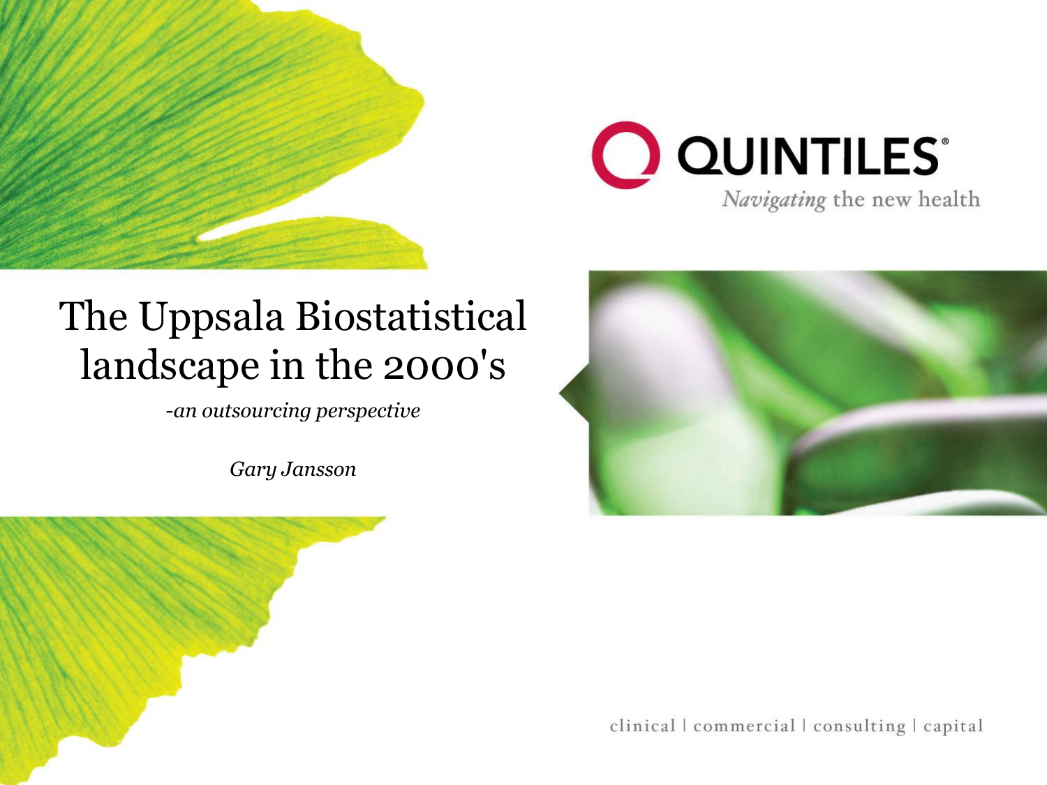QUINTILES®

*Navigating* the new health

# The Uppsala Biostatistical landscape in the 2000's

*-an outsourcing perspective*

*Gary Jansson*

clinical | commercial | consulting | capital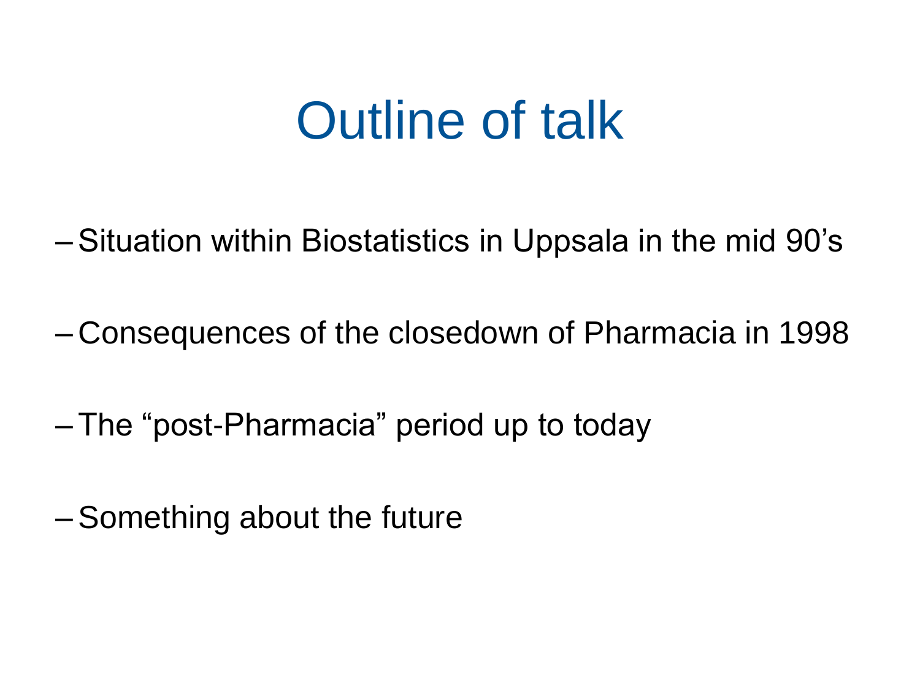# Outline of talk

- Situation within Biostatistics in Uppsala in the mid 90's
- Consequences of the closedown of Pharmacia in 1998
- The "post-Pharmacia" period up to today
- Something about the future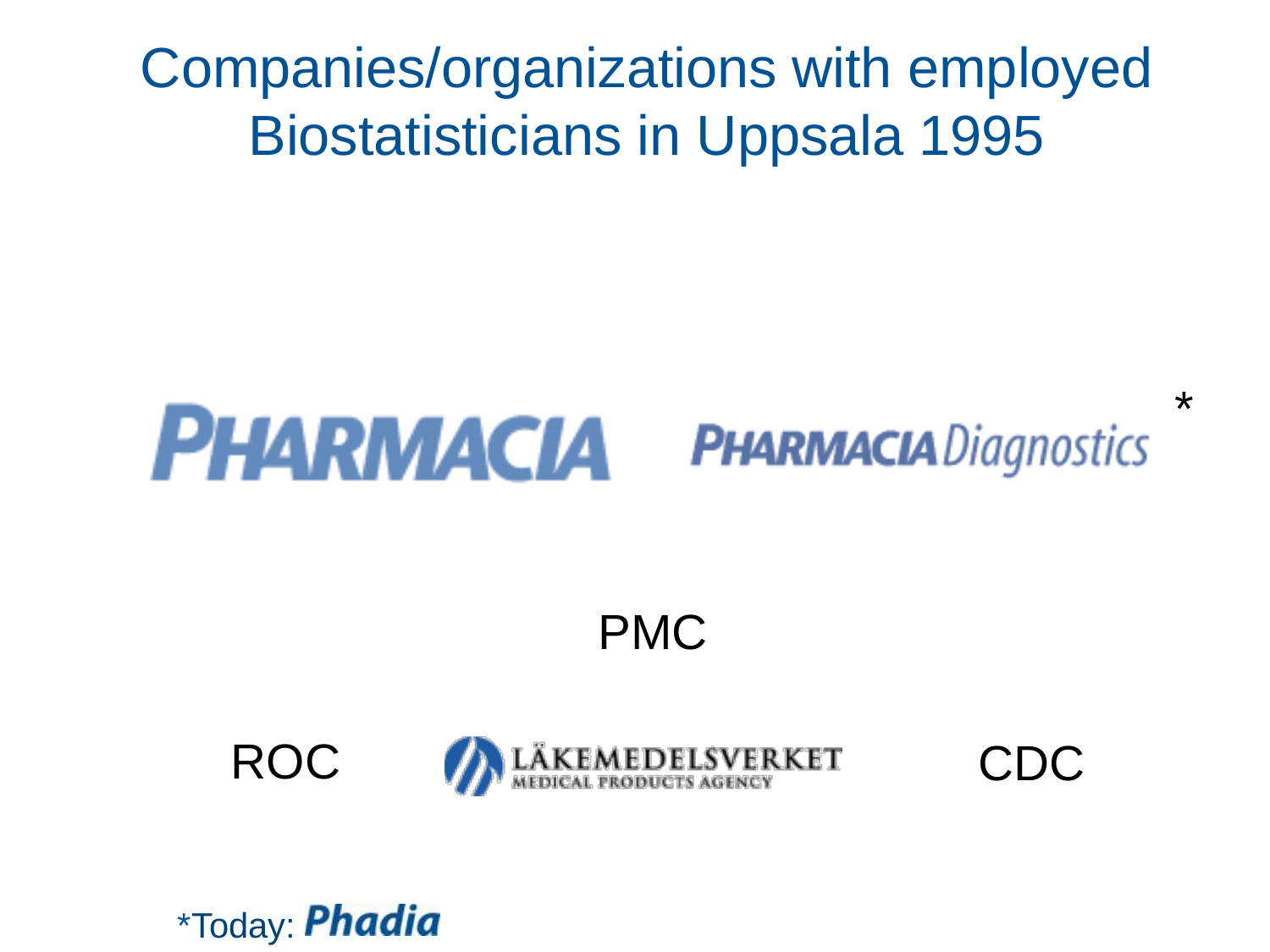# Companies/organizations with employed Biostatisticians in Uppsala 1995

PHARMACIA

PHARMACIA Diagnostics *

PMC

ROC

LÄKEMEDELSVERKET
MEDICAL PRODUCTS AGENCY

CDC

*Today: **Phadia**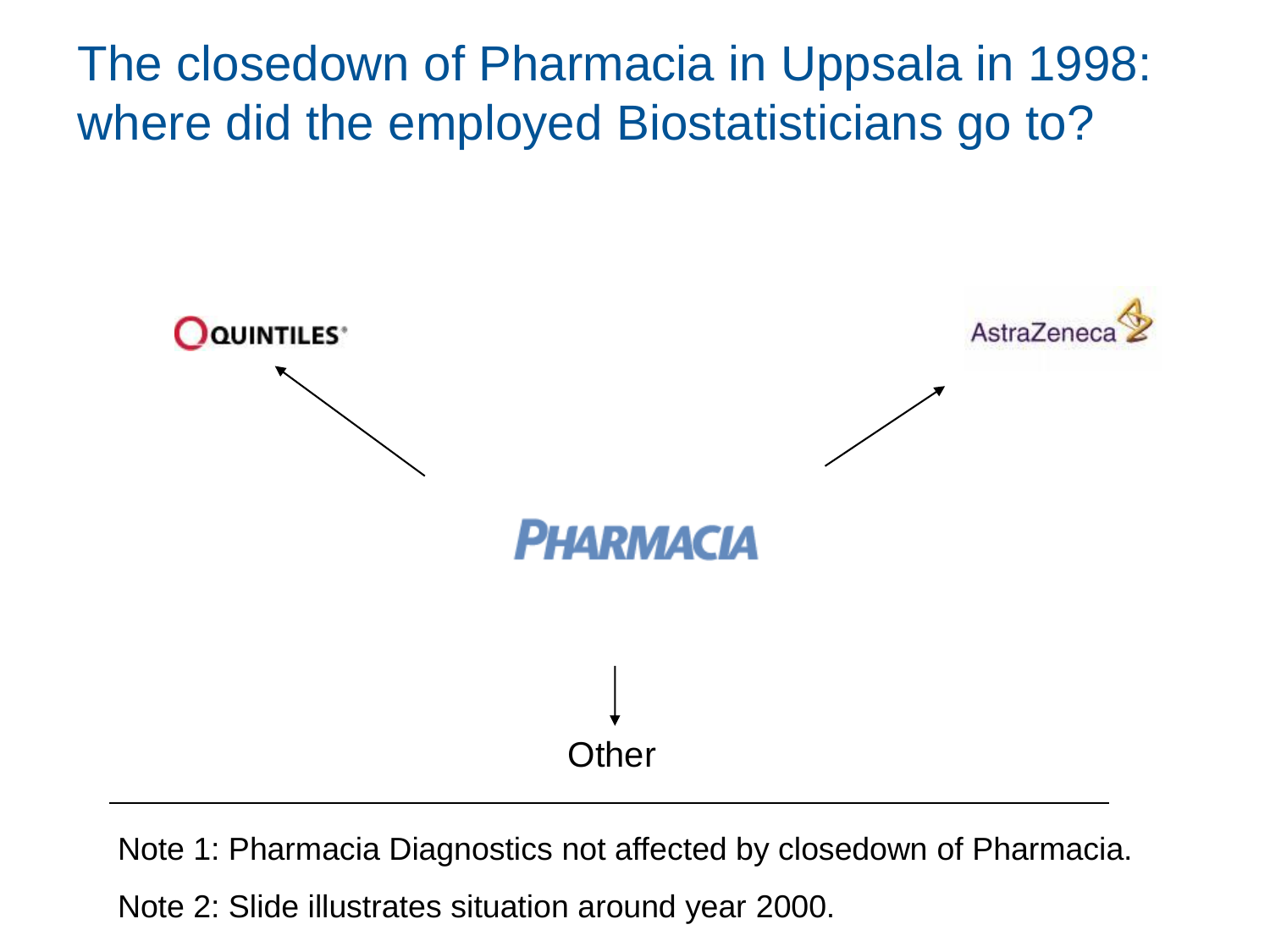# The closedown of Pharmacia in Uppsala in 1998: where did the employed Biostatisticians go to?

QUINTILES

AstraZeneca

PHARMACIA

Other

---

Note 1: Pharmacia Diagnostics not affected by closedown of Pharmacia.

Note 2: Slide illustrates situation around year 2000.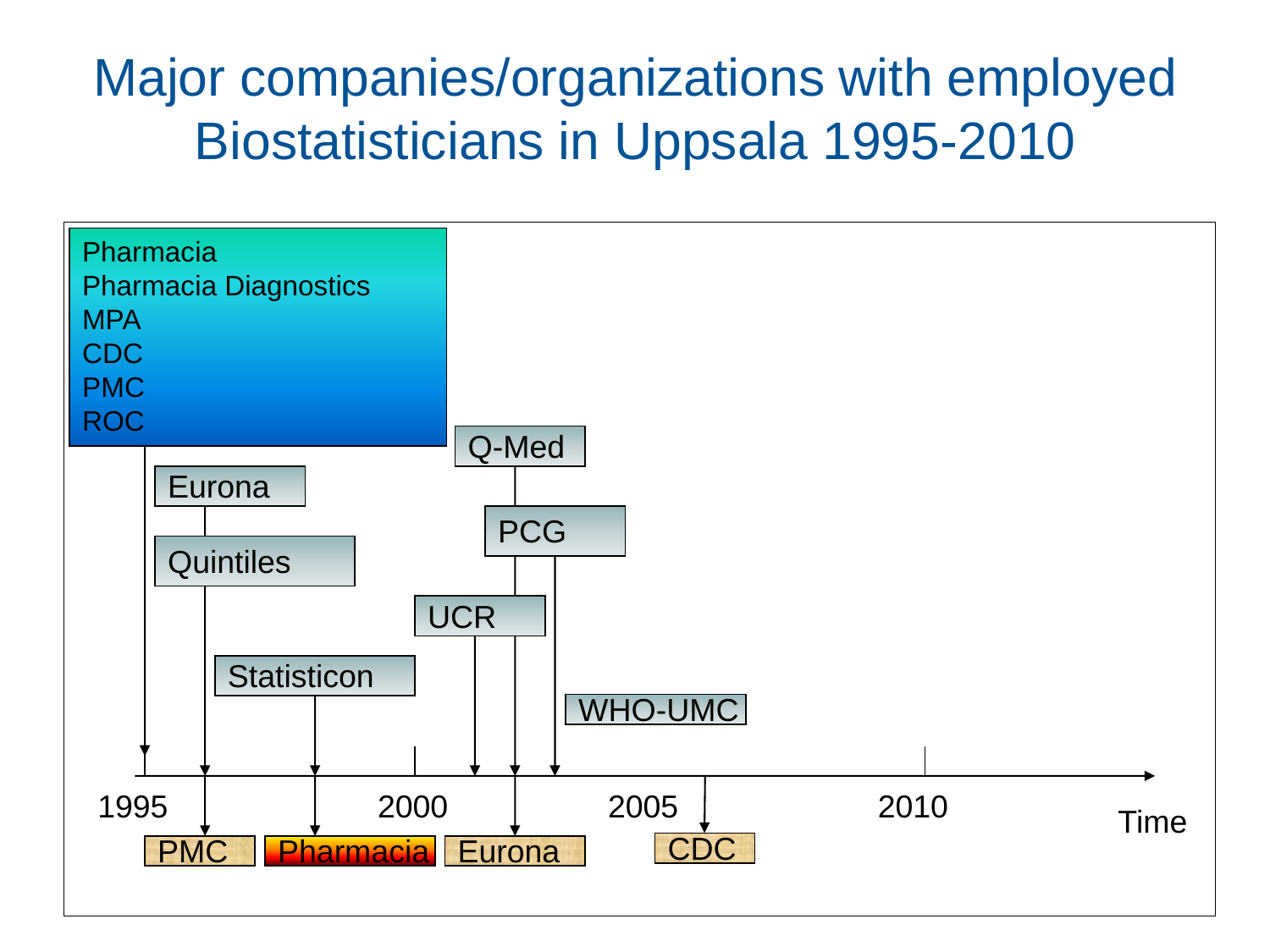# Major companies/organizations with employed Biostatisticians in Uppsala 1995-2010

Pharmacia
Pharmacia Diagnostics
MPA
CDC
PMC
ROC

Eurona

Quintiles

Statisticon

Q-Med

PCG

UCR

WHO-UMC

1995 2000 2005 2010 Time

PMC Pharmacia Eurona CDC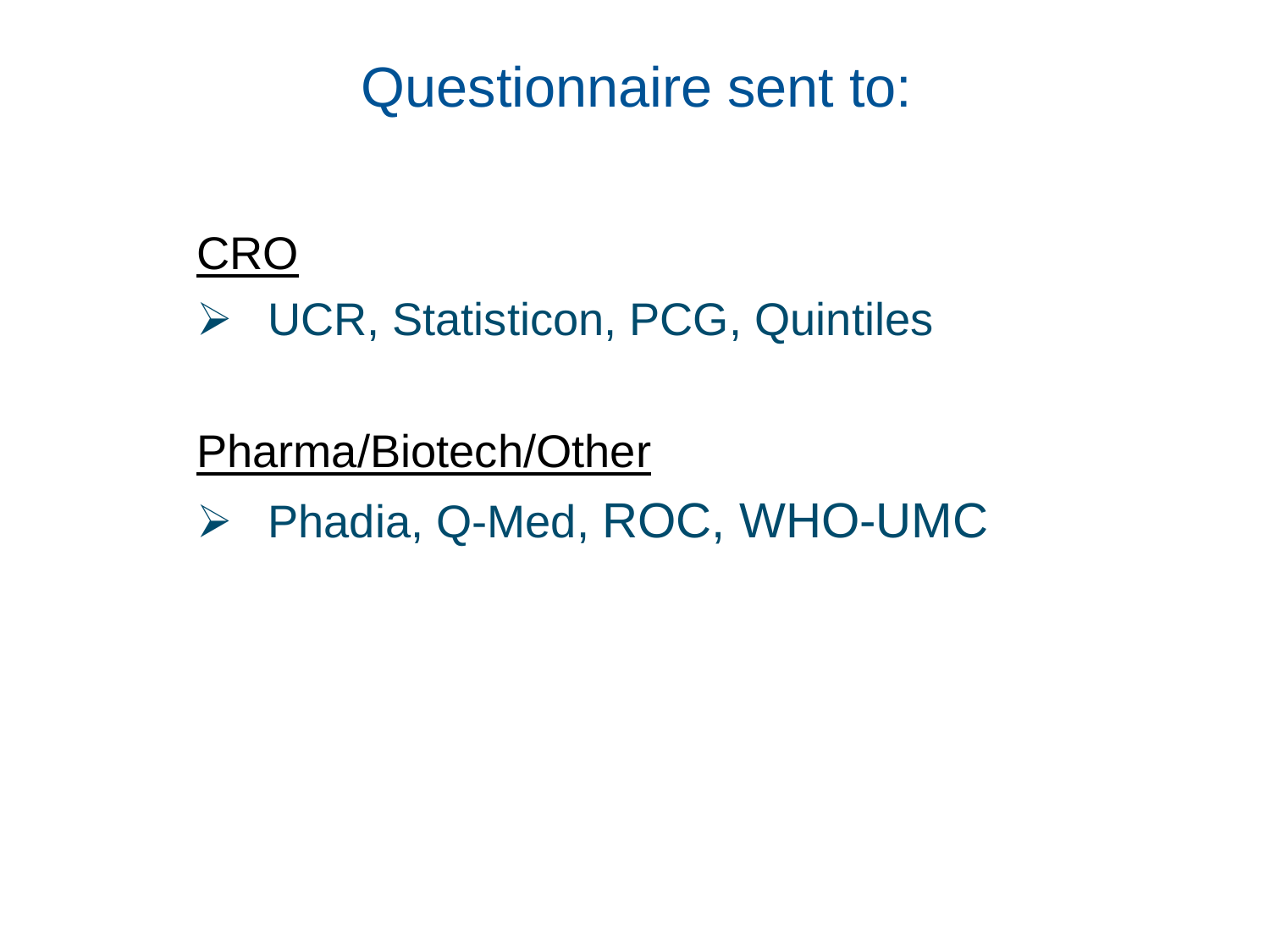# Questionnaire sent to:

CRO

- UCR, Statisticon, PCG, Quintiles

Pharma/Biotech/Other

- Phadia, Q-Med, ROC, WHO-UMC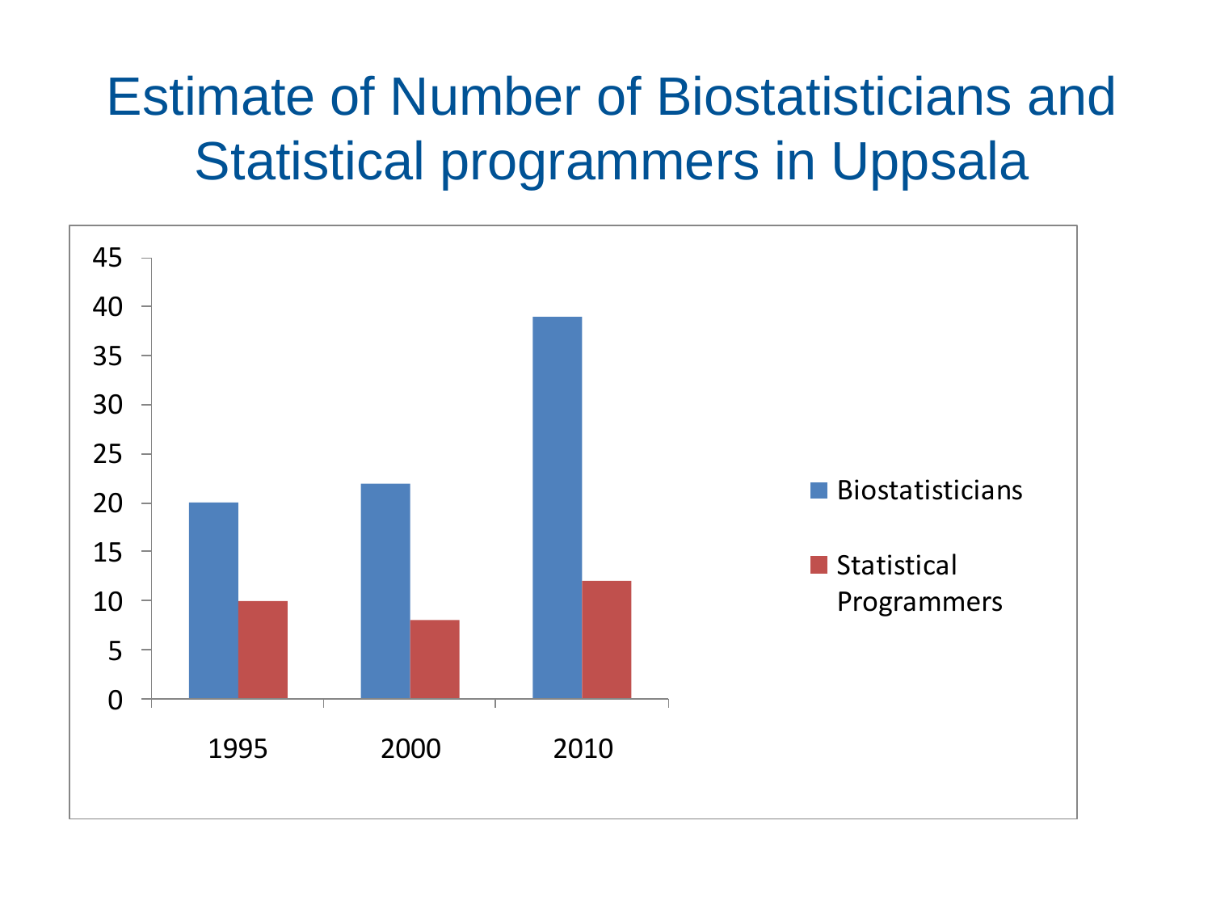# Estimate of Number of Biostatisticians and Statistical programmers in Uppsala

| Year | Biostatisticians | Statistical Programmers |
| --- | --- | --- |
| 1995 | 20 | 10 |
| 2000 | 22 | 8 |
| 2010 | 39 | 12 |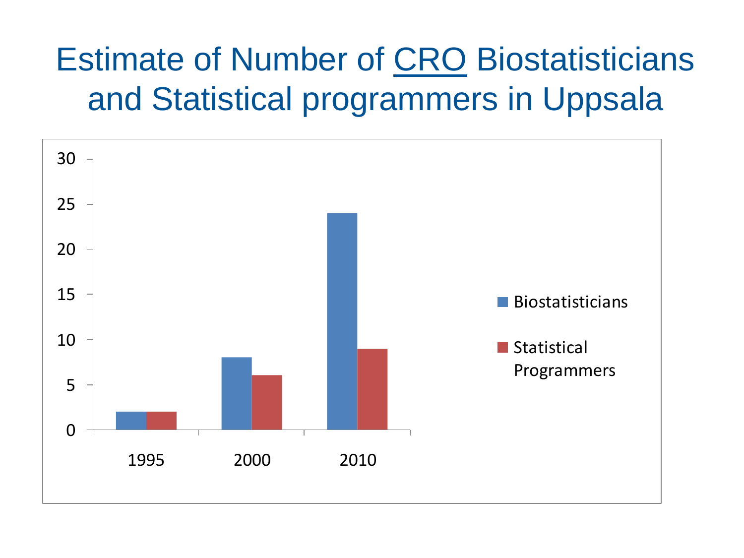# Estimate of Number of CRO Biostatisticians and Statistical programmers in Uppsala

| Year | Biostatisticians | Statistical Programmers |
| --- | --- | --- |
| 1995 | 2 | 2 |
| 2000 | 8 | 6 |
| 2010 | 24 | 9 |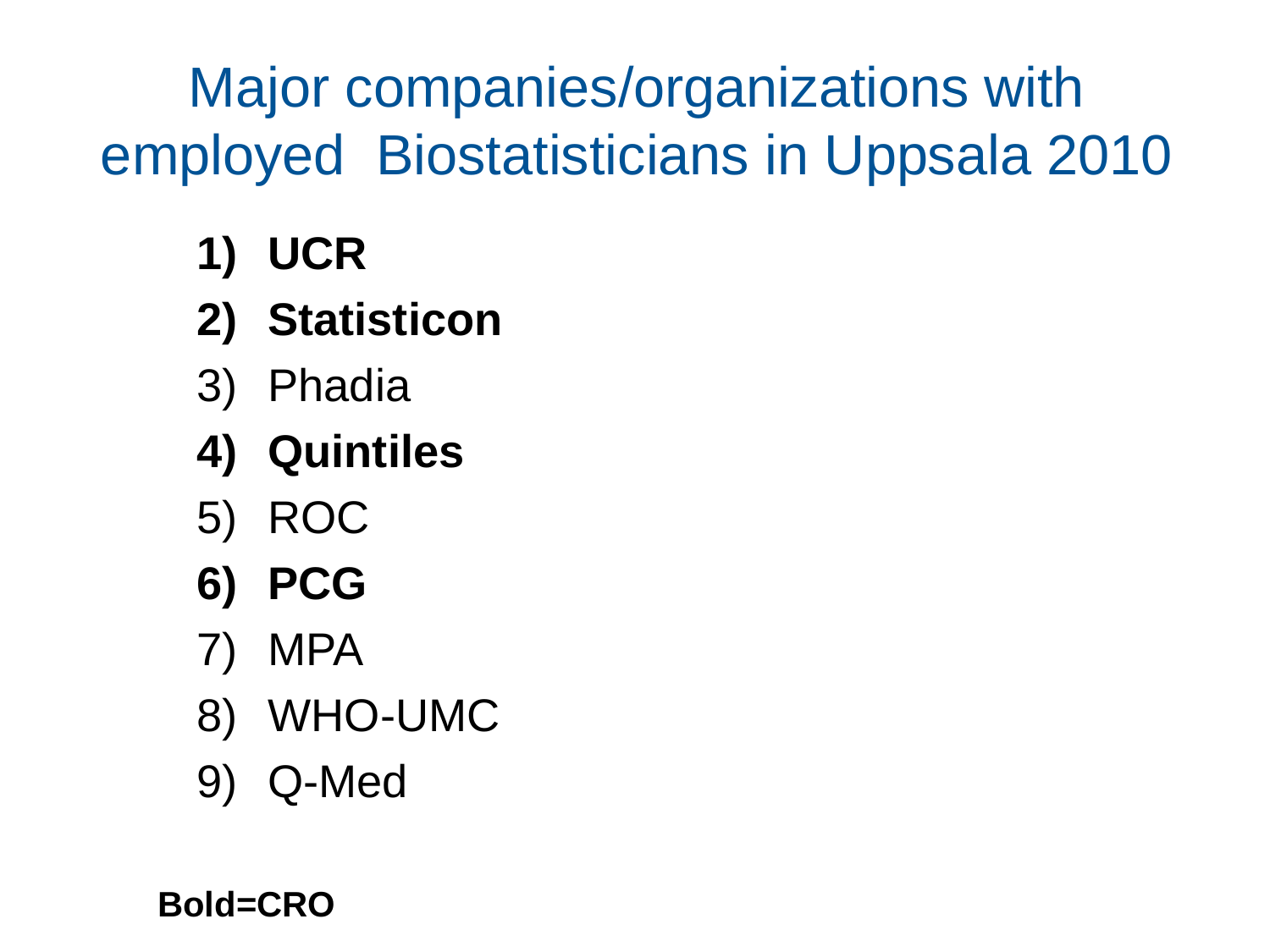# Major companies/organizations with employed Biostatisticians in Uppsala 2010

1) **UCR**
2) **Statisticon**
3) Phadia
4) **Quintiles**
5) ROC
6) **PCG**
7) MPA
8) WHO-UMC
9) Q-Med

**Bold=CRO**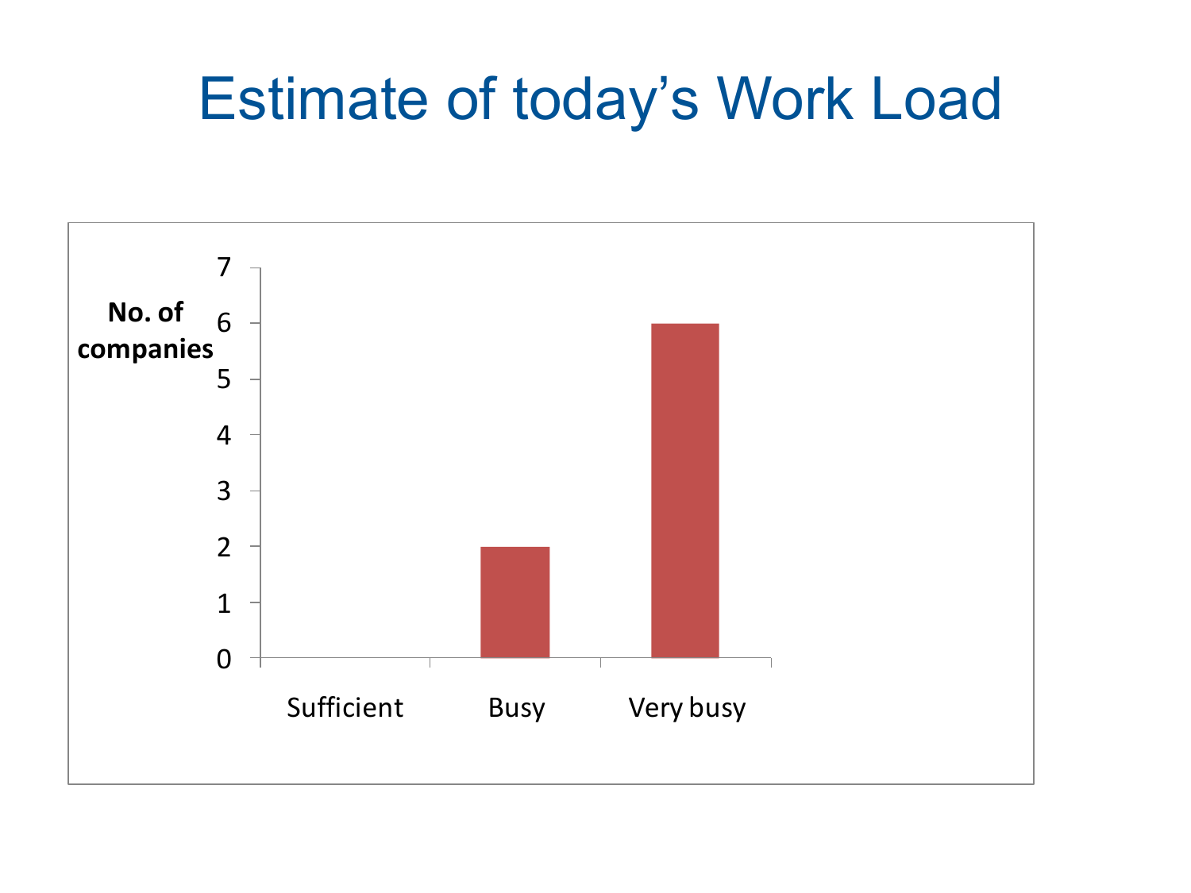# Estimate of today's Work Load

| Work Load | No. of companies |
| --- | --- |
| Sufficient | 0 |
| Busy | 2 |
| Very busy | 6 |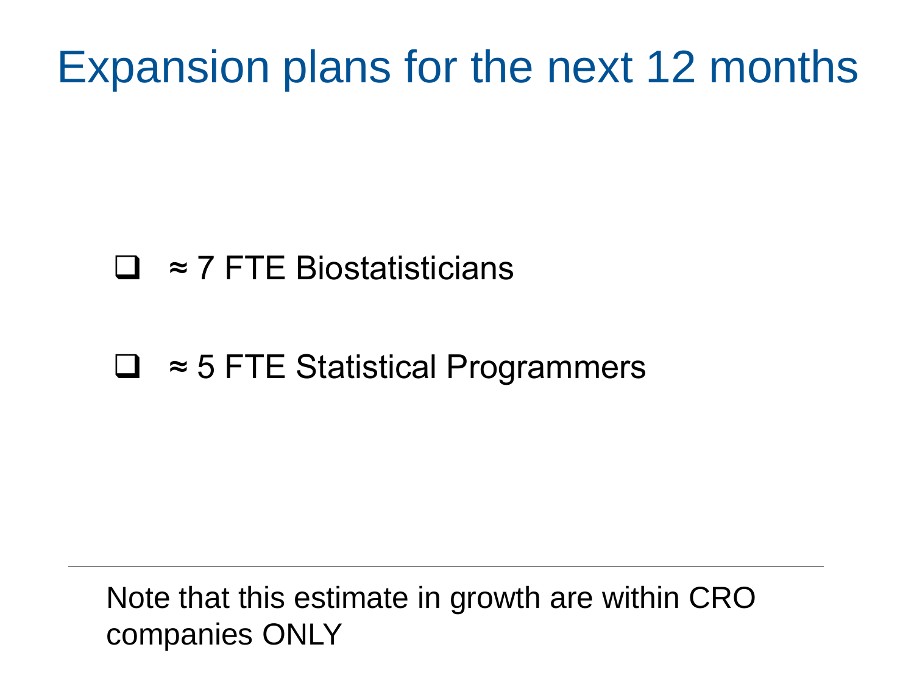# Expansion plans for the next 12 months

- ≈ 7 FTE Biostatisticians
- ≈ 5 FTE Statistical Programmers

---

Note that this estimate in growth are within CRO companies ONLY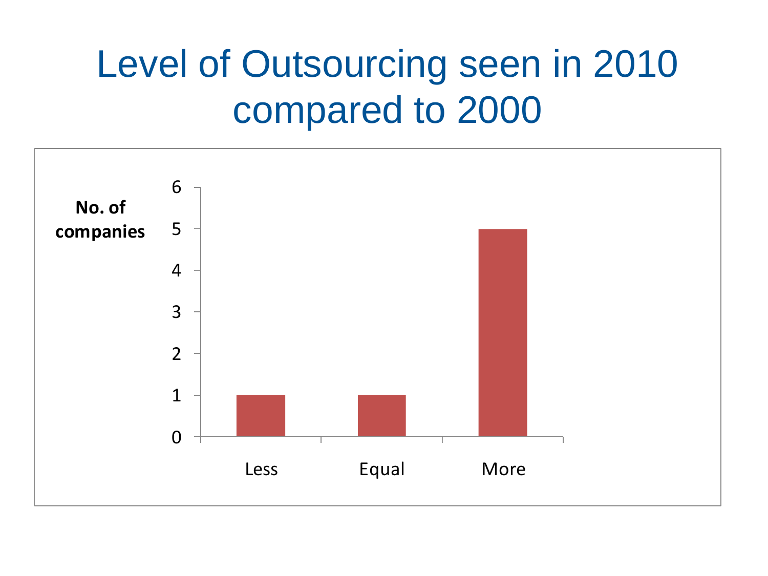# Level of Outsourcing seen in 2010 compared to 2000

| Level | No. of companies |
|---|---|
| Less | 1 |
| Equal | 1 |
| More | 5 |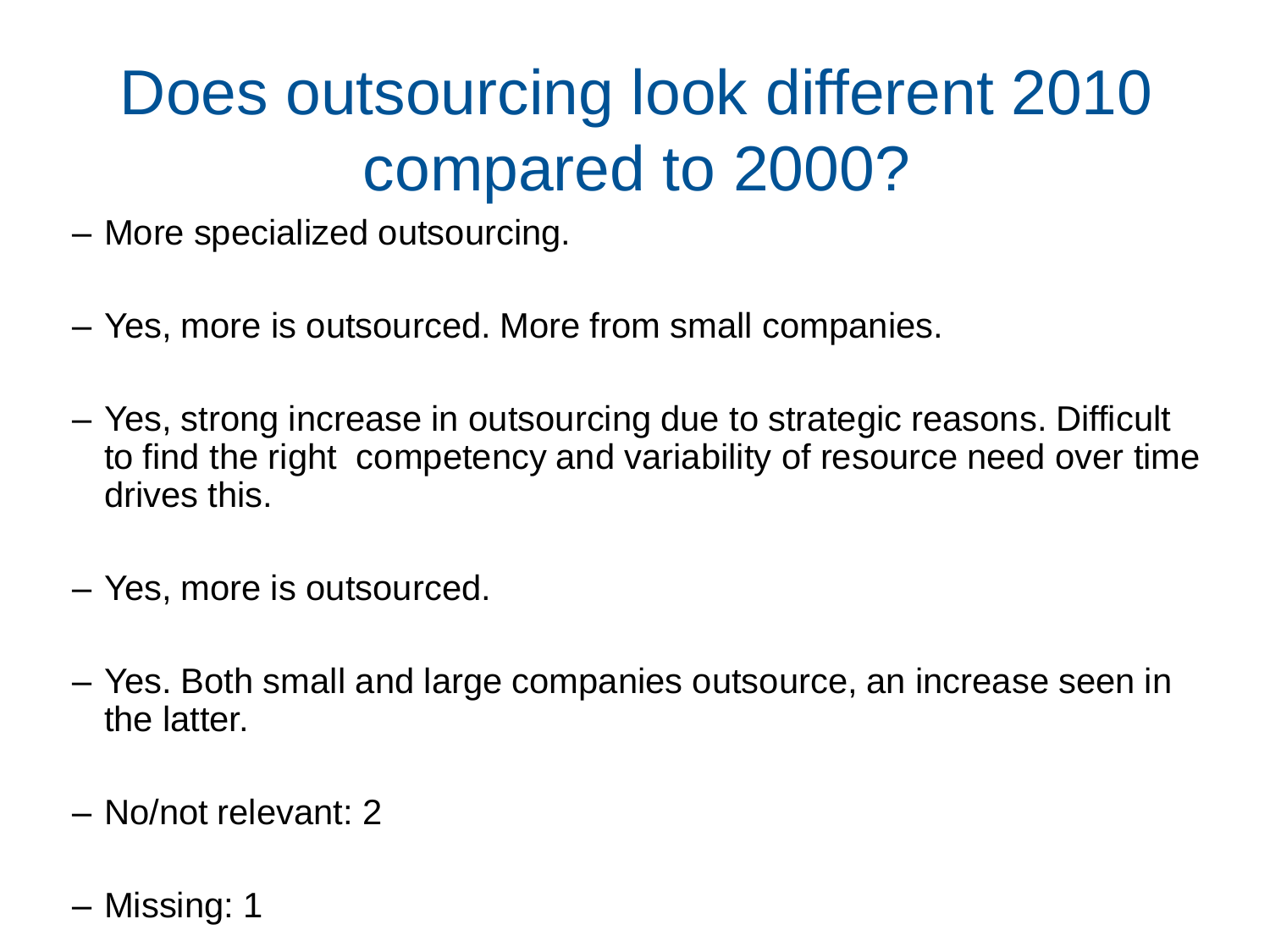# Does outsourcing look different 2010 compared to 2000?

- More specialized outsourcing.
- Yes, more is outsourced. More from small companies.
- Yes, strong increase in outsourcing due to strategic reasons. Difficult to find the right competency and variability of resource need over time drives this.
- Yes, more is outsourced.
- Yes. Both small and large companies outsource, an increase seen in the latter.
- No/not relevant: 2
- Missing: 1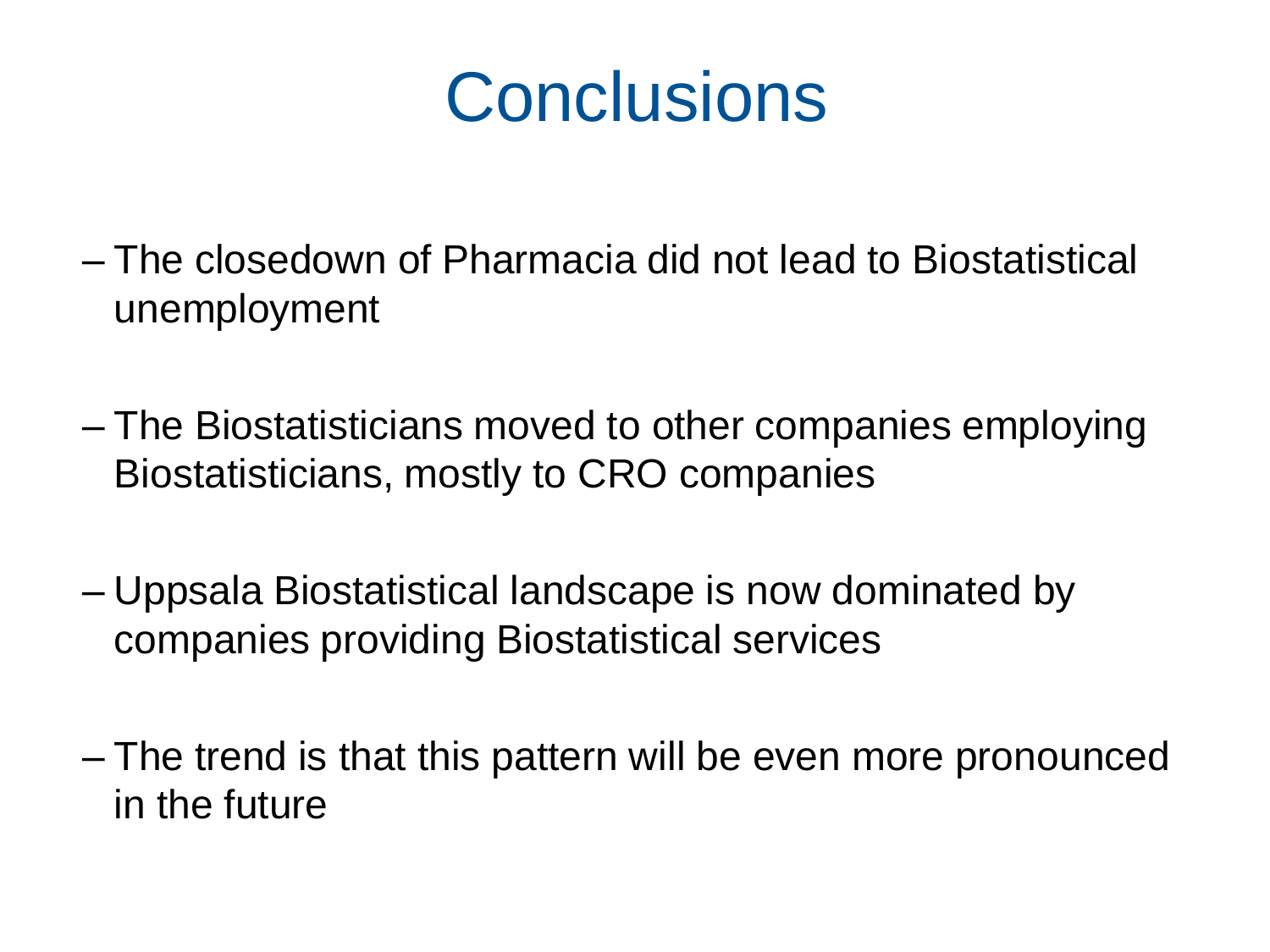# Conclusions

- The closedown of Pharmacia did not lead to Biostatistical unemployment
- The Biostatisticians moved to other companies employing Biostatisticians, mostly to CRO companies
- Uppsala Biostatistical landscape is now dominated by companies providing Biostatistical services
- The trend is that this pattern will be even more pronounced in the future